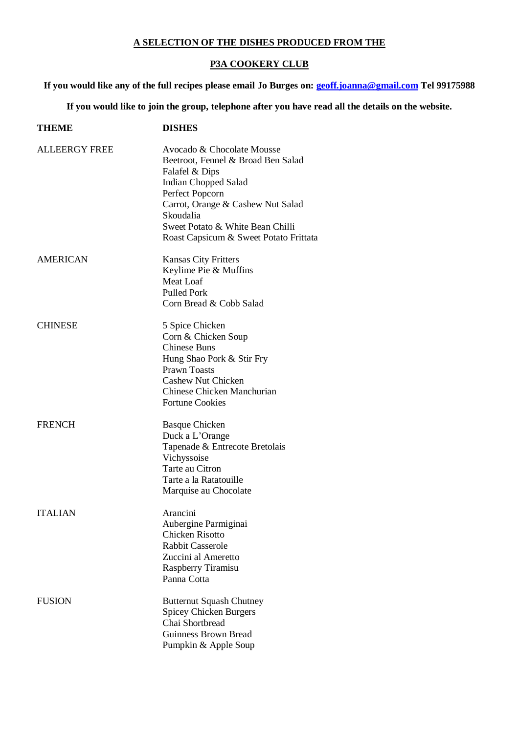## A SELECTION OF THE DISHES PRODUCED FROM THE

## P3A COOKERY CLUB

**If you would like any of the full recipes please email Jo Burges on: [geoff.joanna@gmail.com](mailto:geoff.joanna@gmail.com) Tel 99175988**

**If you would like to join the group, telephone after you have read all the details on the website.**

| THEME | DISHES |
|---|---|
| ALLEERGY FREE | Avocado & Chocolate Mousse<br>Beetroot, Fennel & Broad Ben Salad<br>Falafel & Dips<br>Indian Chopped Salad<br>Perfect Popcorn<br>Carrot, Orange & Cashew Nut Salad<br>Skoudalia<br>Sweet Potato & White Bean Chilli<br>Roast Capsicum & Sweet Potato Frittata |
| AMERICAN | Kansas City Fritters<br>Keylime Pie & Muffins<br>Meat Loaf<br>Pulled Pork<br>Corn Bread & Cobb Salad |
| CHINESE | 5 Spice Chicken<br>Corn & Chicken Soup<br>Chinese Buns<br>Hung Shao Pork & Stir Fry<br>Prawn Toasts<br>Cashew Nut Chicken<br>Chinese Chicken Manchurian<br>Fortune Cookies |
| FRENCH | Basque Chicken<br>Duck a L'Orange<br>Tapenade & Entrecote Bretolais<br>Vichyssoise<br>Tarte au Citron<br>Tarte a la Ratatouille<br>Marquise au Chocolate |
| ITALIAN | Arancini<br>Aubergine Parmiginai<br>Chicken Risotto<br>Rabbit Casserole<br>Zuccini al Ameretto<br>Raspberry Tiramisu<br>Panna Cotta |
| FUSION | Butternut Squash Chutney<br>Spicey Chicken Burgers<br>Chai Shortbread<br>Guinness Brown Bread<br>Pumpkin & Apple Soup |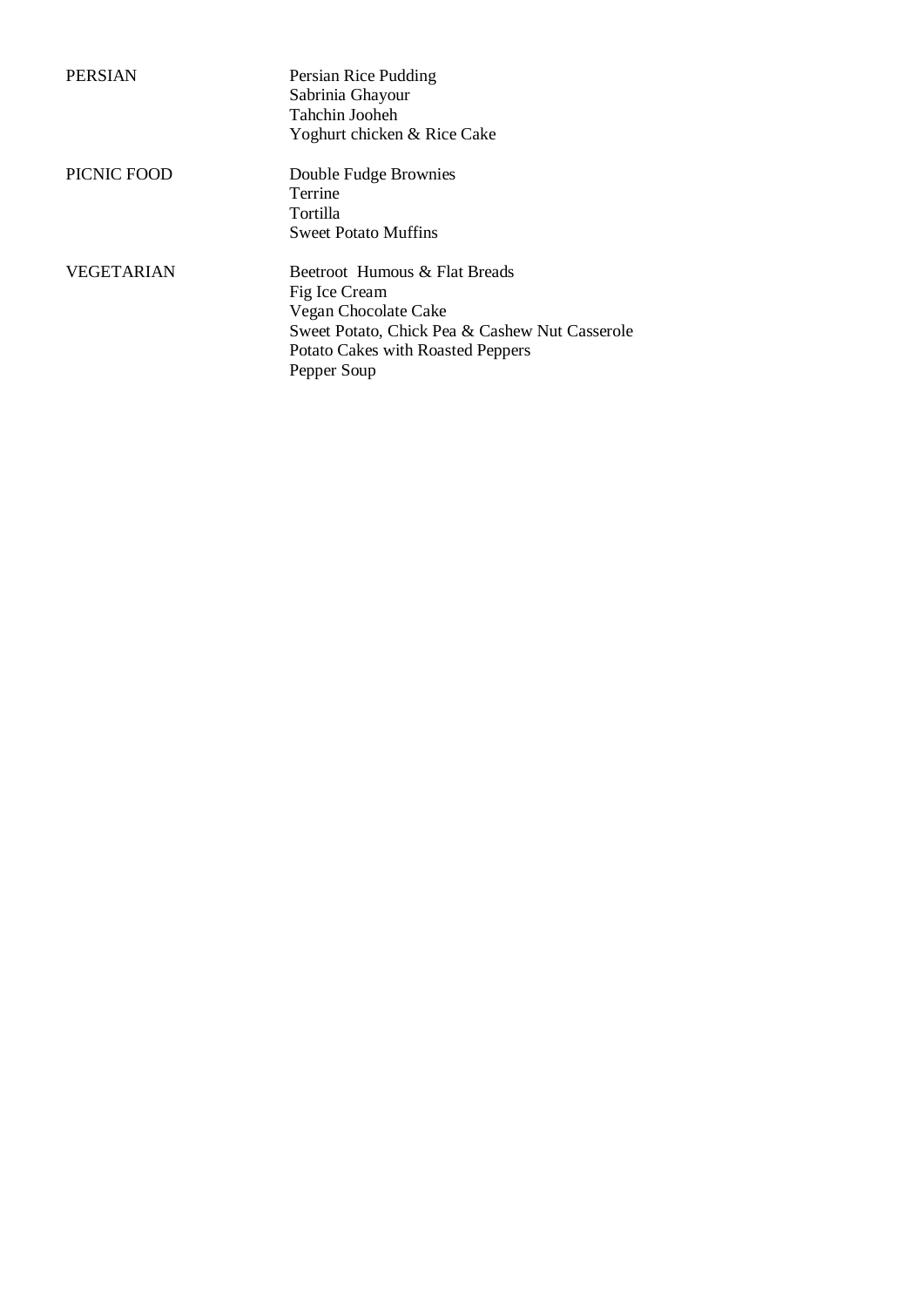| | |
|---|---|
| PERSIAN | Persian Rice Pudding<br>Sabrinia Ghayour<br>Tahchin Jooheh<br>Yoghurt chicken & Rice Cake |
| PICNIC FOOD | Double Fudge Brownies<br>Terrine<br>Tortilla<br>Sweet Potato Muffins |
| VEGETARIAN | Beetroot Humous & Flat Breads<br>Fig Ice Cream<br>Vegan Chocolate Cake<br>Sweet Potato, Chick Pea & Cashew Nut Casserole<br>Potato Cakes with Roasted Peppers<br>Pepper Soup |